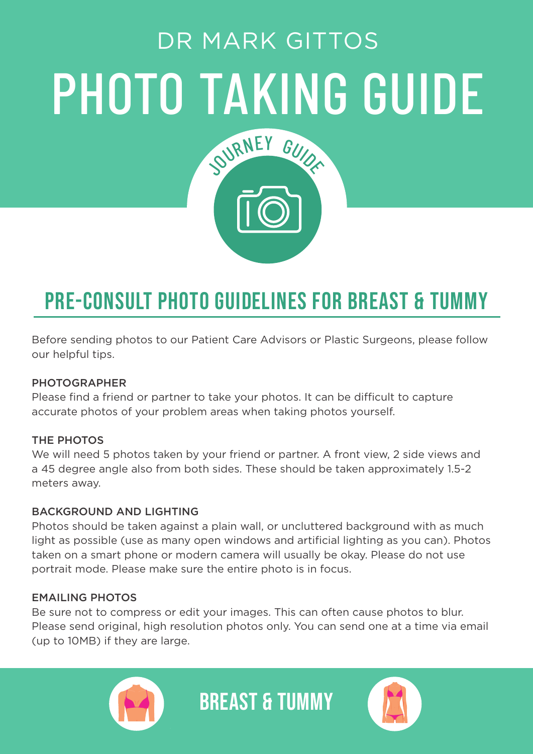DR MARK GITTOS

# PHOTO TAKING GUIDE

JOURNEY GUIDE

## PRE-CONSULT PHOTO GUIDELINES FOR BREAST & TUMMY

Before sending photos to our Patient Care Advisors or Plastic Surgeons, please follow our helpful tips.

### PHOTOGRAPHER

Please find a friend or partner to take your photos. It can be difficult to capture accurate photos of your problem areas when taking photos yourself.

### THE PHOTOS

We will need 5 photos taken by your friend or partner. A front view, 2 side views and a 45 degree angle also from both sides. These should be taken approximately 1.5-2 meters away.

### BACKGROUND AND LIGHTING

Photos should be taken against a plain wall, or uncluttered background with as much light as possible (use as many open windows and artificial lighting as you can). Photos taken on a smart phone or modern camera will usually be okay. Please do not use portrait mode. Please make sure the entire photo is in focus.

### EMAILING PHOTOS

Be sure not to compress or edit your images. This can often cause photos to blur. Please send original, high resolution photos only. You can send one at a time via email (up to 10MB) if they are large.

BREAST & TUMMY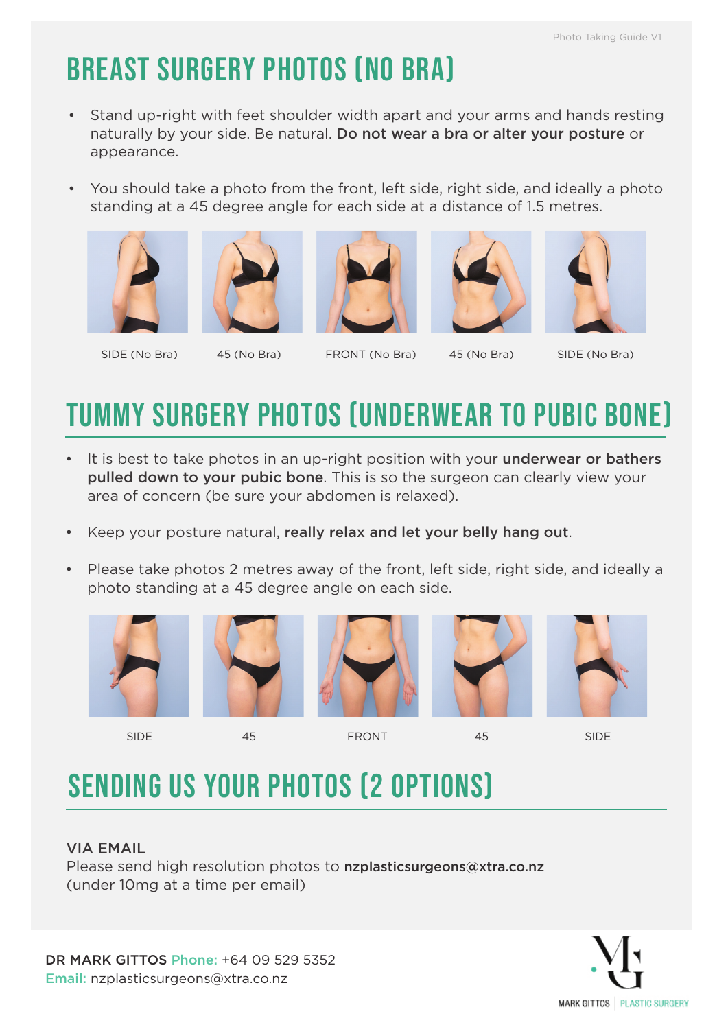# BREAST SURGERY PHOTOS (NO BRA)

- Stand up-right with feet shoulder width apart and your arms and hands resting naturally by your side. Be natural. **Do not wear a bra or alter your posture** or appearance.
- You should take a photo from the front, left side, right side, and ideally a photo standing at a 45 degree angle for each side at a distance of 1.5 metres.

SIDE (No Bra) | 45 (No Bra) | FRONT (No Bra) | 45 (No Bra) | SIDE (No Bra)

# TUMMY SURGERY PHOTOS (UNDERWEAR TO PUBIC BONE)

- It is best to take photos in an up-right position with your **underwear or bathers pulled down to your pubic bone**. This is so the surgeon can clearly view your area of concern (be sure your abdomen is relaxed).
- Keep your posture natural, **really relax and let your belly hang out**.
- Please take photos 2 metres away of the front, left side, right side, and ideally a photo standing at a 45 degree angle on each side.

SIDE | 45 | FRONT | 45 | SIDE

# SENDING US YOUR PHOTOS (2 OPTIONS)

VIA EMAIL

Please send high resolution photos to **nzplasticsurgeons@xtra.co.nz** (under 10mg at a time per email)

DR MARK GITTOS Phone: +64 09 529 5352
Email: nzplasticsurgeons@xtra.co.nz

MARK GITTOS | PLASTIC SURGERY